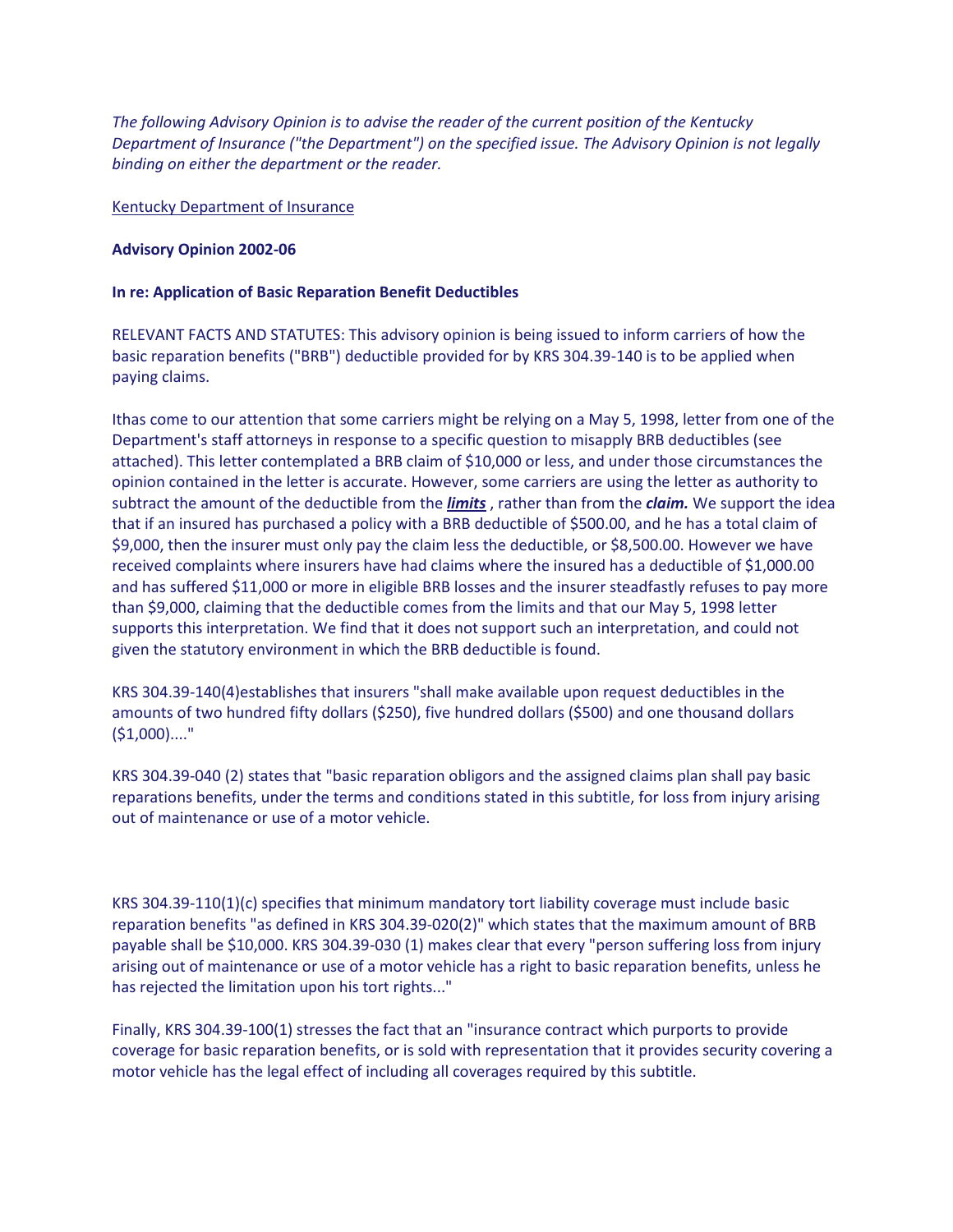*The following Advisory Opinion is to advise the reader of the current position of the Kentucky Department of Insurance ("the Department") on the specified issue. The Advisory Opinion is not legally binding on either the department or the reader.*

Kentucky Department of Insurance

**Advisory Opinion 2002-06**

**In re: Application of Basic Reparation Benefit Deductibles**

RELEVANT FACTS AND STATUTES: This advisory opinion is being issued to inform carriers of how the basic reparation benefits ("BRB") deductible provided for by KRS 304.39-140 is to be applied when paying claims.

Ithas come to our attention that some carriers might be relying on a May 5, 1998, letter from one of the Department's staff attorneys in response to a specific question to misapply BRB deductibles (see attached). This letter contemplated a BRB claim of $10,000 or less, and under those circumstances the opinion contained in the letter is accurate. However, some carriers are using the letter as authority to subtract the amount of the deductible from the ***limits*** , rather than from the ***claim.*** We support the idea that if an insured has purchased a policy with a BRB deductible of $500.00, and he has a total claim of $9,000, then the insurer must only pay the claim less the deductible, or $8,500.00. However we have received complaints where insurers have had claims where the insured has a deductible of $1,000.00 and has suffered $11,000 or more in eligible BRB losses and the insurer steadfastly refuses to pay more than $9,000, claiming that the deductible comes from the limits and that our May 5, 1998 letter supports this interpretation. We find that it does not support such an interpretation, and could not given the statutory environment in which the BRB deductible is found.

KRS 304.39-140(4)establishes that insurers "shall make available upon request deductibles in the amounts of two hundred fifty dollars ($250), five hundred dollars ($500) and one thousand dollars ($1,000)...."

KRS 304.39-040 (2) states that "basic reparation obligors and the assigned claims plan shall pay basic reparations benefits, under the terms and conditions stated in this subtitle, for loss from injury arising out of maintenance or use of a motor vehicle.

KRS 304.39-110(1)(c) specifies that minimum mandatory tort liability coverage must include basic reparation benefits "as defined in KRS 304.39-020(2)" which states that the maximum amount of BRB payable shall be $10,000. KRS 304.39-030 (1) makes clear that every "person suffering loss from injury arising out of maintenance or use of a motor vehicle has a right to basic reparation benefits, unless he has rejected the limitation upon his tort rights..."

Finally, KRS 304.39-100(1) stresses the fact that an "insurance contract which purports to provide coverage for basic reparation benefits, or is sold with representation that it provides security covering a motor vehicle has the legal effect of including all coverages required by this subtitle.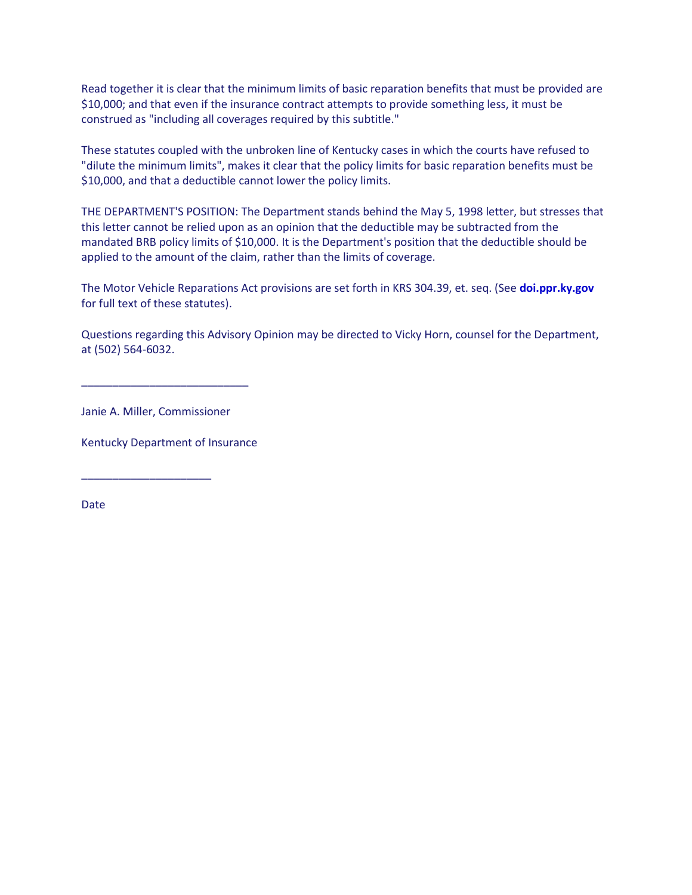Read together it is clear that the minimum limits of basic reparation benefits that must be provided are $10,000; and that even if the insurance contract attempts to provide something less, it must be construed as "including all coverages required by this subtitle."

These statutes coupled with the unbroken line of Kentucky cases in which the courts have refused to "dilute the minimum limits", makes it clear that the policy limits for basic reparation benefits must be $10,000, and that a deductible cannot lower the policy limits.

THE DEPARTMENT'S POSITION: The Department stands behind the May 5, 1998 letter, but stresses that this letter cannot be relied upon as an opinion that the deductible may be subtracted from the mandated BRB policy limits of $10,000. It is the Department's position that the deductible should be applied to the amount of the claim, rather than the limits of coverage.

The Motor Vehicle Reparations Act provisions are set forth in KRS 304.39, et. seq. (See **doi.ppr.ky.gov** for full text of these statutes).

Questions regarding this Advisory Opinion may be directed to Vicky Horn, counsel for the Department, at (502) 564-6032.

___________________________

Janie A. Miller, Commissioner

Kentucky Department of Insurance

_____________________

Date